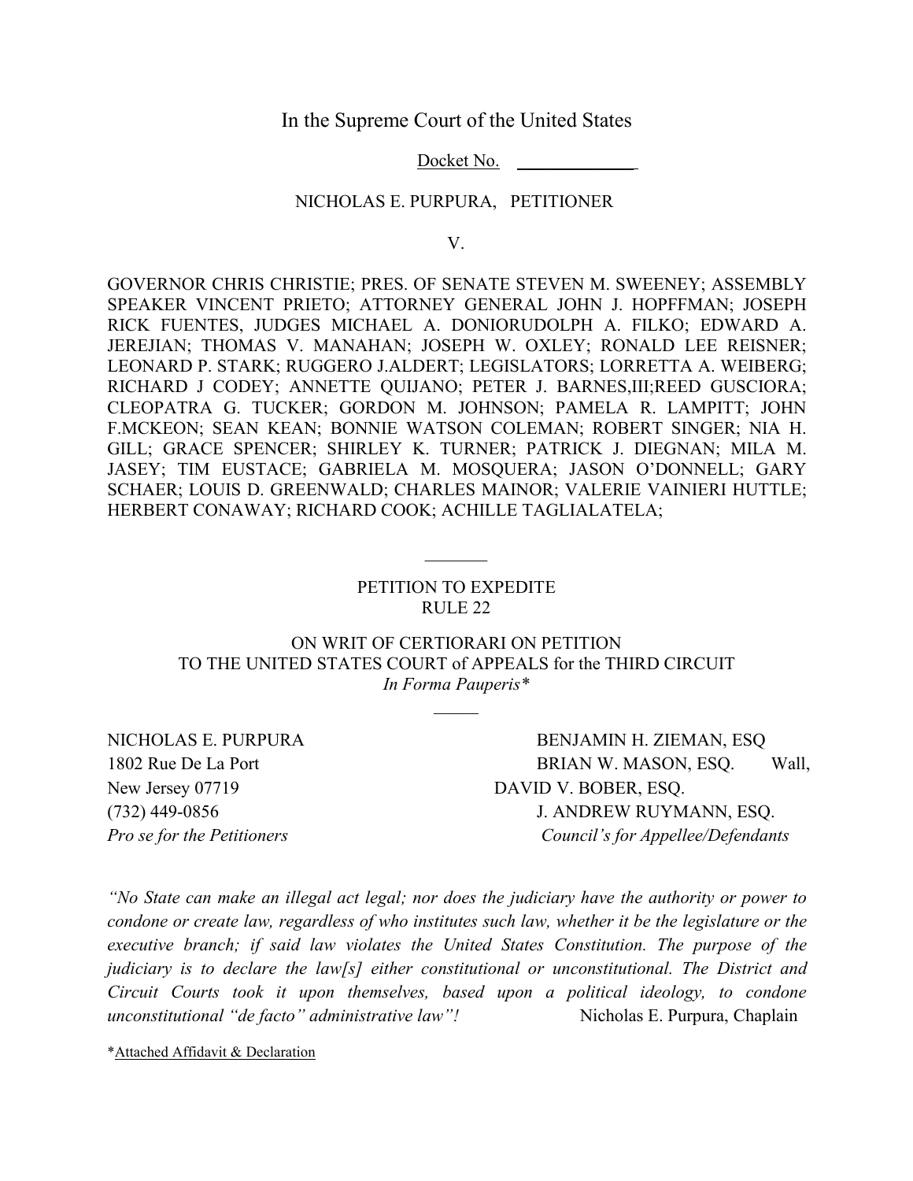In the Supreme Court of the United States

Docket No. ____________

NICHOLAS E. PURPURA, PETITIONER

V.

GOVERNOR CHRIS CHRISTIE; PRES. OF SENATE STEVEN M. SWEENEY; ASSEMBLY SPEAKER VINCENT PRIETO; ATTORNEY GENERAL JOHN J. HOPFFMAN; JOSEPH RICK FUENTES, JUDGES MICHAEL A. DONIORUDOLPH A. FILKO; EDWARD A. JEREJIAN; THOMAS V. MANAHAN; JOSEPH W. OXLEY; RONALD LEE REISNER; LEONARD P. STARK; RUGGERO J.ALDERT; LEGISLATORS; LORRETTA A. WEIBERG; RICHARD J CODEY; ANNETTE QUIJANO; PETER J. BARNES,III;REED GUSCIORA; CLEOPATRA G. TUCKER; GORDON M. JOHNSON; PAMELA R. LAMPITT; JOHN F.MCKEON; SEAN KEAN; BONNIE WATSON COLEMAN; ROBERT SINGER; NIA H. GILL; GRACE SPENCER; SHIRLEY K. TURNER; PATRICK J. DIEGNAN; MILA M. JASEY; TIM EUSTACE; GABRIELA M. MOSQUERA; JASON O'DONNELL; GARY SCHAER; LOUIS D. GREENWALD; CHARLES MAINOR; VALERIE VAINIERI HUTTLE; HERBERT CONAWAY; RICHARD COOK; ACHILLE TAGLIALATELA;

---

PETITION TO EXPEDITE
RULE 22

ON WRIT OF CERTIORARI ON PETITION
TO THE UNITED STATES COURT of APPEALS for the THIRD CIRCUIT
*In Forma Pauperis\**

---

NICHOLAS E. PURPURA
1802 Rue De La Port
Wall, New Jersey 07719
(732) 449-0856
*Pro se for the Petitioners*

BENJAMIN H. ZIEMAN, ESQ
BRIAN W. MASON, ESQ.
DAVID V. BOBER, ESQ.
J. ANDREW RUYMANN, ESQ.
*Council's for Appellee/Defendants*

*"No State can make an illegal act legal; nor does the judiciary have the authority or power to condone or create law, regardless of who institutes such law, whether it be the legislature or the executive branch; if said law violates the United States Constitution. The purpose of the judiciary is to declare the law[s] either constitutional or unconstitutional. The District and Circuit Courts took it upon themselves, based upon a political ideology, to condone unconstitutional "de facto" administrative law"!* Nicholas E. Purpura, Chaplain

\*Attached Affidavit & Declaration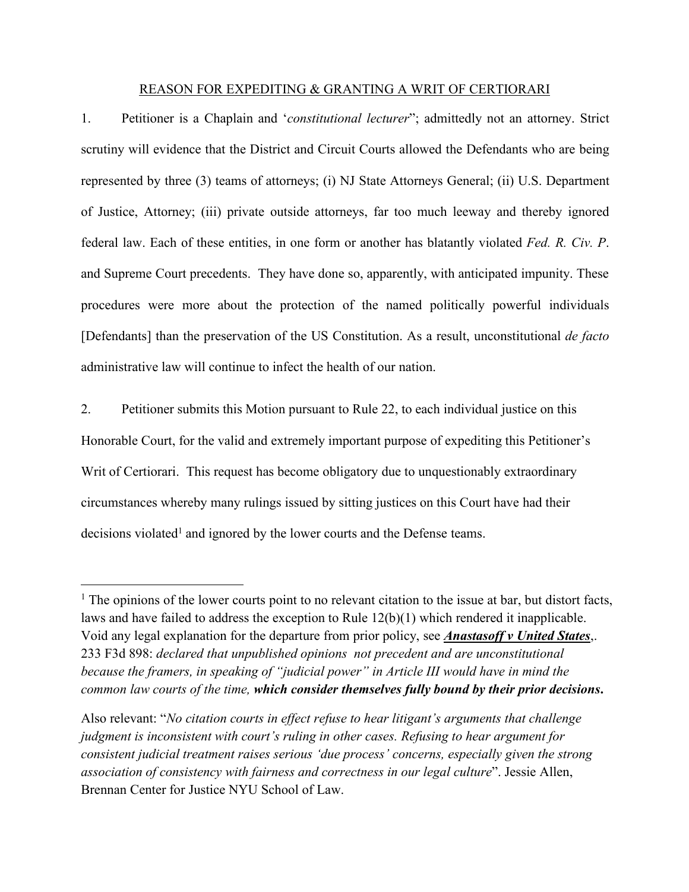## REASON FOR EXPEDITING & GRANTING A WRIT OF CERTIORARI

1. Petitioner is a Chaplain and '*constitutional lecturer*"; admittedly not an attorney. Strict scrutiny will evidence that the District and Circuit Courts allowed the Defendants who are being represented by three (3) teams of attorneys; (i) NJ State Attorneys General; (ii) U.S. Department of Justice, Attorney; (iii) private outside attorneys, far too much leeway and thereby ignored federal law. Each of these entities, in one form or another has blatantly violated *Fed. R. Civ. P*. and Supreme Court precedents. They have done so, apparently, with anticipated impunity. These procedures were more about the protection of the named politically powerful individuals [Defendants] than the preservation of the US Constitution. As a result, unconstitutional *de facto* administrative law will continue to infect the health of our nation.

2. Petitioner submits this Motion pursuant to Rule 22, to each individual justice on this Honorable Court, for the valid and extremely important purpose of expediting this Petitioner's Writ of Certiorari. This request has become obligatory due to unquestionably extraordinary circumstances whereby many rulings issued by sitting justices on this Court have had their decisions violated[1] and ignored by the lower courts and the Defense teams.

---

[1] The opinions of the lower courts point to no relevant citation to the issue at bar, but distort facts, laws and have failed to address the exception to Rule 12(b)(1) which rendered it inapplicable. Void any legal explanation for the departure from prior policy, see ***Anastasoff v United States***,. 233 F3d 898: *declared that unpublished opinions not precedent and are unconstitutional because the framers, in speaking of "judicial power" in Article III would have in mind the common law courts of the time,* ***which consider themselves fully bound by their prior decisions.***

Also relevant: "*No citation courts in effect refuse to hear litigant's arguments that challenge judgment is inconsistent with court's ruling in other cases. Refusing to hear argument for consistent judicial treatment raises serious 'due process' concerns, especially given the strong association of consistency with fairness and correctness in our legal culture*". Jessie Allen, Brennan Center for Justice NYU School of Law.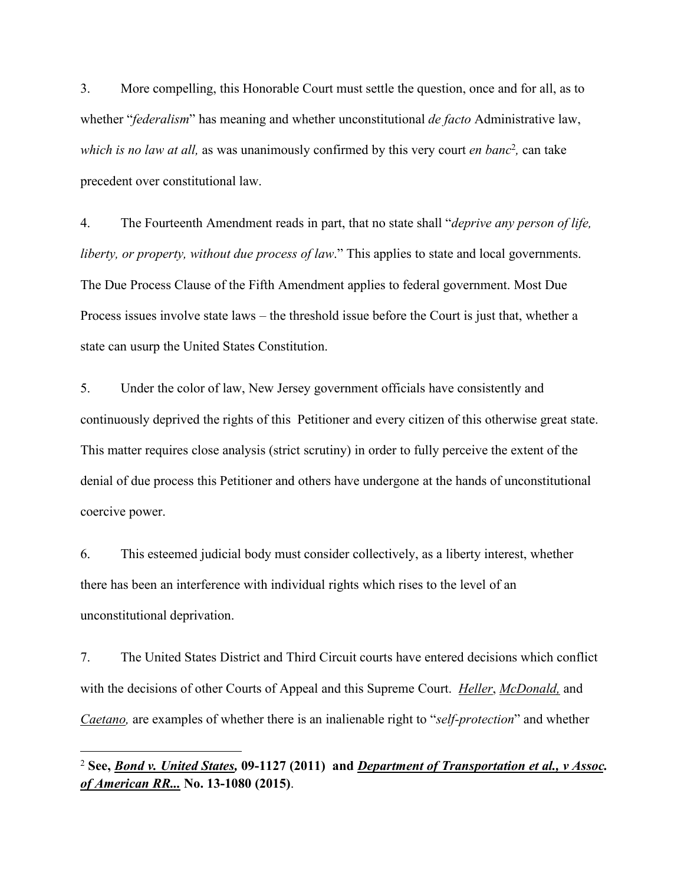3. More compelling, this Honorable Court must settle the question, once and for all, as to whether "*federalism*" has meaning and whether unconstitutional *de facto* Administrative law, *which is no law at all,* as was unanimously confirmed by this very court *en banc*[2], can take precedent over constitutional law.

4. The Fourteenth Amendment reads in part, that no state shall "*deprive any person of life, liberty, or property, without due process of law*." This applies to state and local governments. The Due Process Clause of the Fifth Amendment applies to federal government. Most Due Process issues involve state laws – the threshold issue before the Court is just that, whether a state can usurp the United States Constitution.

5. Under the color of law, New Jersey government officials have consistently and continuously deprived the rights of this Petitioner and every citizen of this otherwise great state. This matter requires close analysis (strict scrutiny) in order to fully perceive the extent of the denial of due process this Petitioner and others have undergone at the hands of unconstitutional coercive power.

6. This esteemed judicial body must consider collectively, as a liberty interest, whether there has been an interference with individual rights which rises to the level of an unconstitutional deprivation.

7. The United States District and Third Circuit courts have entered decisions which conflict with the decisions of other Courts of Appeal and this Supreme Court. *Heller*, *McDonald,* and *Caetano,* are examples of whether there is an inalienable right to "*self-protection*" and whether

---

[2] **See, *Bond v. United States,* 09-1127 (2011) and *Department of Transportation et al., v Assoc. of American RR...* No. 13-1080 (2015)**.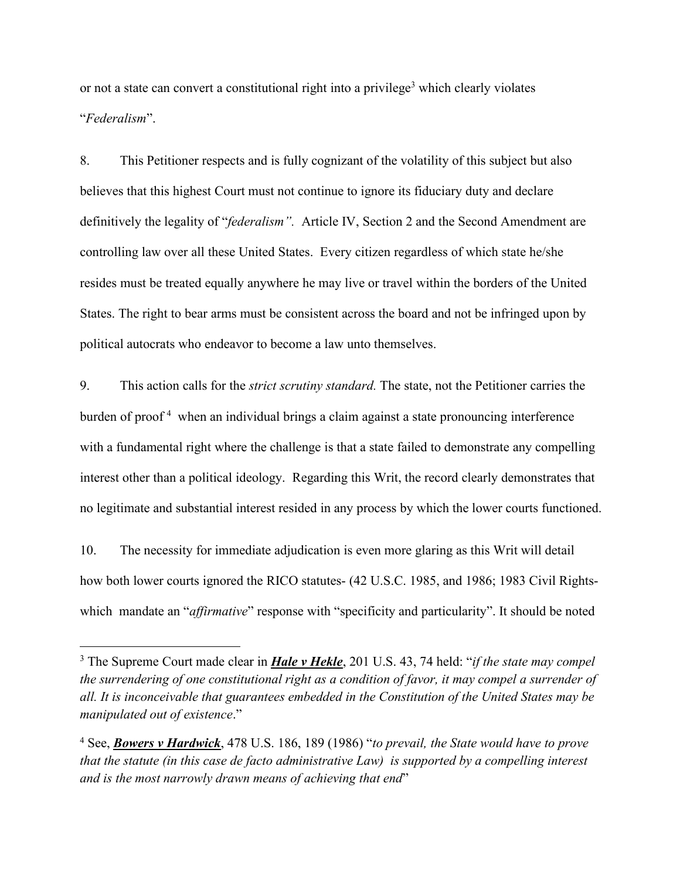or not a state can convert a constitutional right into a privilege[3] which clearly violates "*Federalism*".

8. This Petitioner respects and is fully cognizant of the volatility of this subject but also believes that this highest Court must not continue to ignore its fiduciary duty and declare definitively the legality of "*federalism".* Article IV, Section 2 and the Second Amendment are controlling law over all these United States. Every citizen regardless of which state he/she resides must be treated equally anywhere he may live or travel within the borders of the United States. The right to bear arms must be consistent across the board and not be infringed upon by political autocrats who endeavor to become a law unto themselves.

9. This action calls for the *strict scrutiny standard.* The state, not the Petitioner carries the burden of proof [4] when an individual brings a claim against a state pronouncing interference with a fundamental right where the challenge is that a state failed to demonstrate any compelling interest other than a political ideology. Regarding this Writ, the record clearly demonstrates that no legitimate and substantial interest resided in any process by which the lower courts functioned.

10. The necessity for immediate adjudication is even more glaring as this Writ will detail how both lower courts ignored the RICO statutes- (42 U.S.C. 1985, and 1986; 1983 Civil Rights- which mandate an "*affirmative*" response with "specificity and particularity". It should be noted

---

[3] The Supreme Court made clear in ***Hale v Hekle***, 201 U.S. 43, 74 held: "*if the state may compel the surrendering of one constitutional right as a condition of favor, it may compel a surrender of all. It is inconceivable that guarantees embedded in the Constitution of the United States may be manipulated out of existence*."

[4] See, ***Bowers v Hardwick***, 478 U.S. 186, 189 (1986) "*to prevail, the State would have to prove that the statute (in this case de facto administrative Law) is supported by a compelling interest and is the most narrowly drawn means of achieving that end*"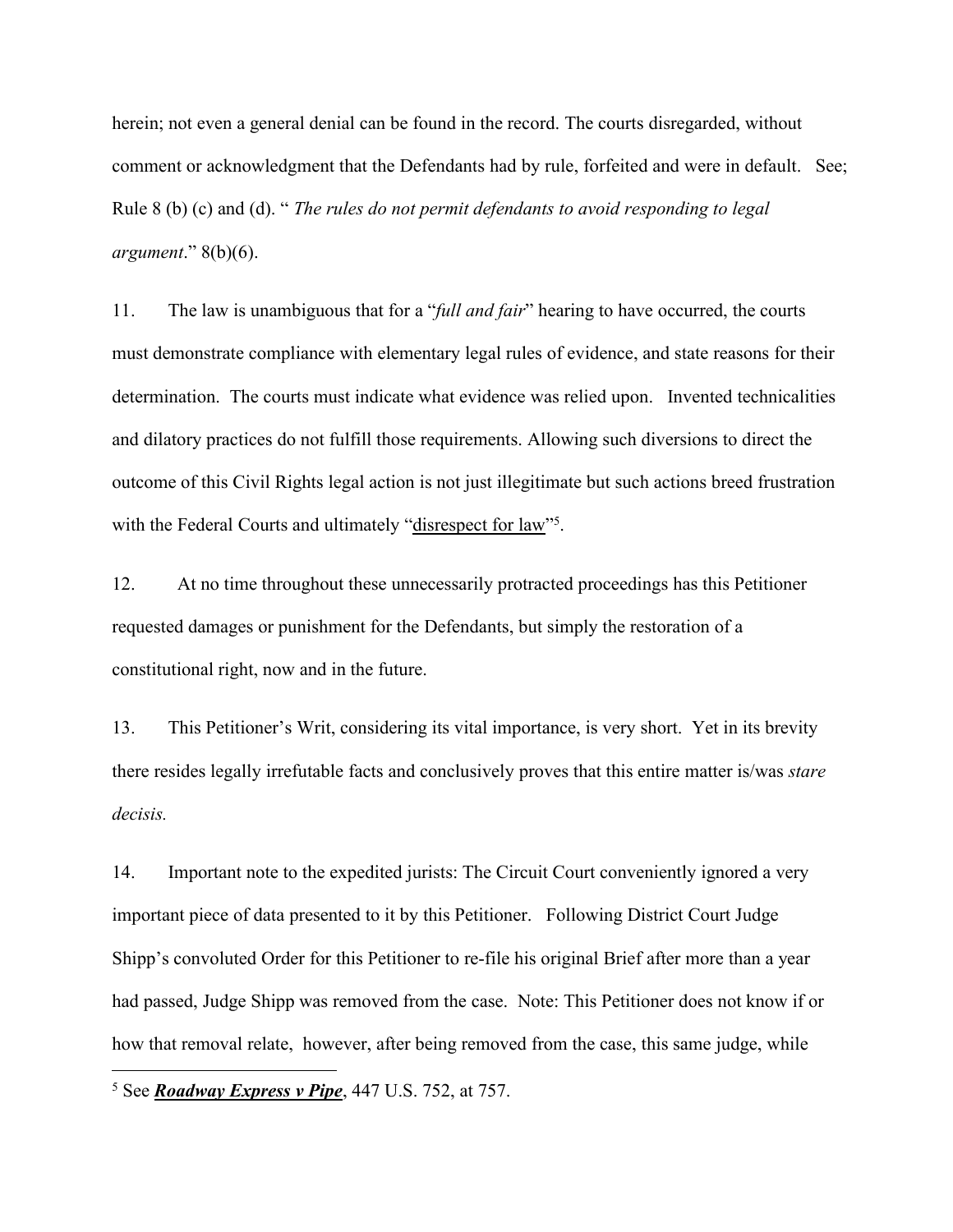herein; not even a general denial can be found in the record. The courts disregarded, without comment or acknowledgment that the Defendants had by rule, forfeited and were in default. See; Rule 8 (b) (c) and (d). " *The rules do not permit defendants to avoid responding to legal argument*." 8(b)(6).

11. The law is unambiguous that for a "*full and fair*" hearing to have occurred, the courts must demonstrate compliance with elementary legal rules of evidence, and state reasons for their determination. The courts must indicate what evidence was relied upon. Invented technicalities and dilatory practices do not fulfill those requirements. Allowing such diversions to direct the outcome of this Civil Rights legal action is not just illegitimate but such actions breed frustration with the Federal Courts and ultimately "<u>disrespect for law</u>"[5].

12. At no time throughout these unnecessarily protracted proceedings has this Petitioner requested damages or punishment for the Defendants, but simply the restoration of a constitutional right, now and in the future.

13. This Petitioner's Writ, considering its vital importance, is very short. Yet in its brevity there resides legally irrefutable facts and conclusively proves that this entire matter is/was *stare decisis.*

14. Important note to the expedited jurists: The Circuit Court conveniently ignored a very important piece of data presented to it by this Petitioner. Following District Court Judge Shipp's convoluted Order for this Petitioner to re-file his original Brief after more than a year had passed, Judge Shipp was removed from the case. Note: This Petitioner does not know if or how that removal relate, however, after being removed from the case, this same judge, while

---

[5] See ***<u>Roadway Express v Pipe</u>***, 447 U.S. 752, at 757.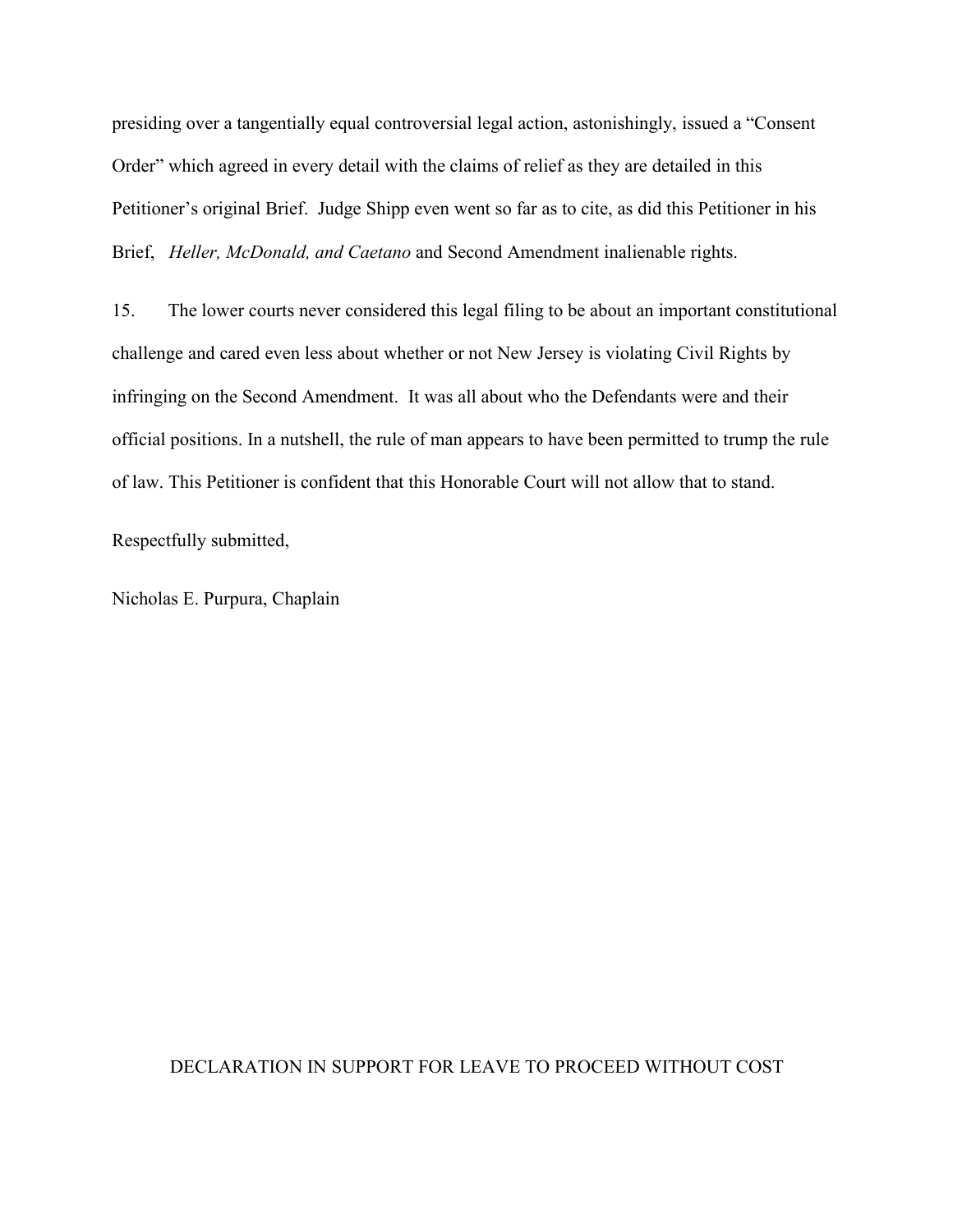presiding over a tangentially equal controversial legal action, astonishingly, issued a "Consent Order" which agreed in every detail with the claims of relief as they are detailed in this Petitioner's original Brief. Judge Shipp even went so far as to cite, as did this Petitioner in his Brief, *Heller, McDonald, and Caetano* and Second Amendment inalienable rights.

15. The lower courts never considered this legal filing to be about an important constitutional challenge and cared even less about whether or not New Jersey is violating Civil Rights by infringing on the Second Amendment. It was all about who the Defendants were and their official positions. In a nutshell, the rule of man appears to have been permitted to trump the rule of law. This Petitioner is confident that this Honorable Court will not allow that to stand.

Respectfully submitted,

Nicholas E. Purpura, Chaplain

DECLARATION IN SUPPORT FOR LEAVE TO PROCEED WITHOUT COST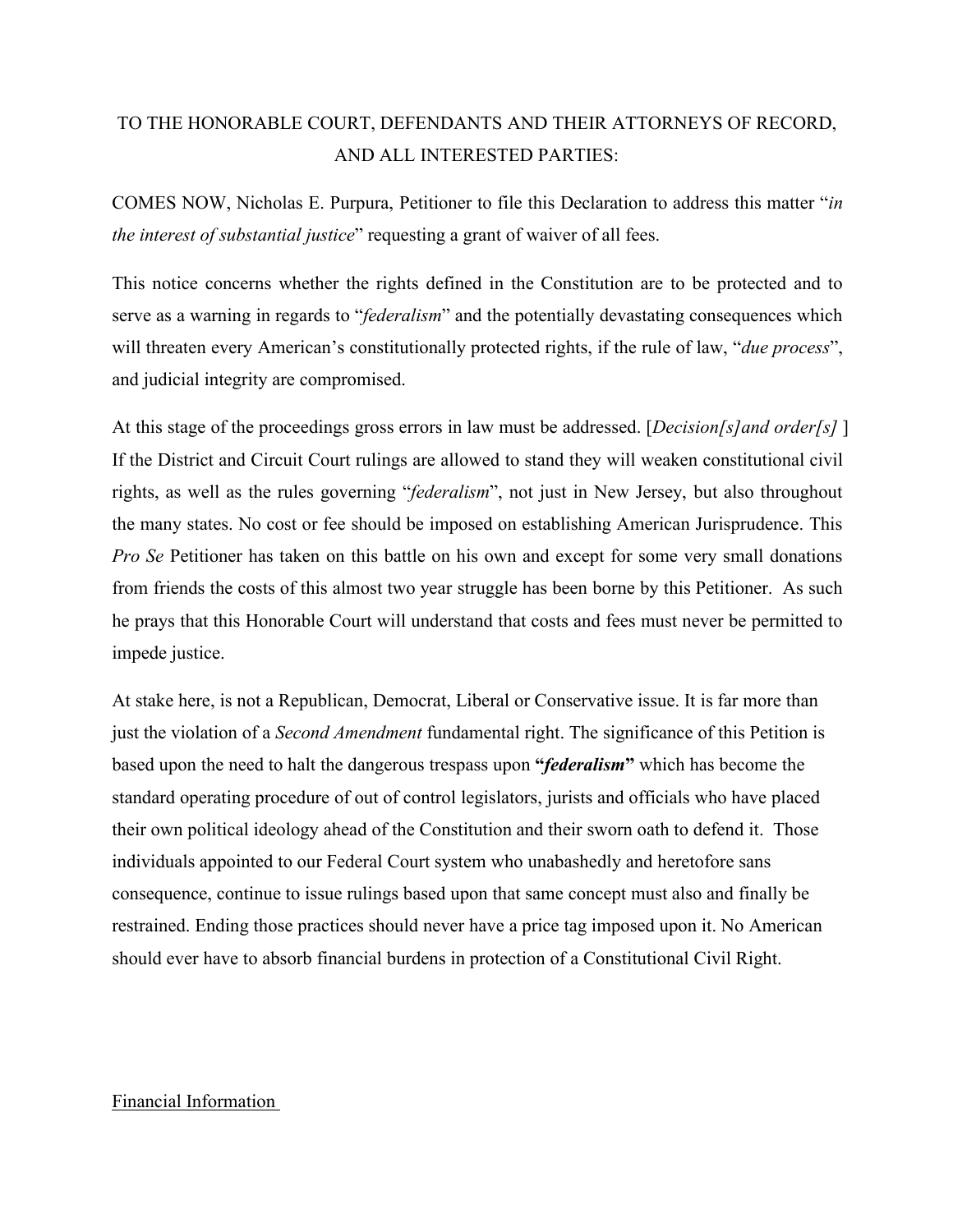TO THE HONORABLE COURT, DEFENDANTS AND THEIR ATTORNEYS OF RECORD, AND ALL INTERESTED PARTIES:

COMES NOW, Nicholas E. Purpura, Petitioner to file this Declaration to address this matter "*in the interest of substantial justice*" requesting a grant of waiver of all fees.

This notice concerns whether the rights defined in the Constitution are to be protected and to serve as a warning in regards to "*federalism*" and the potentially devastating consequences which will threaten every American's constitutionally protected rights, if the rule of law, "*due process*", and judicial integrity are compromised.

At this stage of the proceedings gross errors in law must be addressed. [*Decision[s]and order[s]* ] If the District and Circuit Court rulings are allowed to stand they will weaken constitutional civil rights, as well as the rules governing "*federalism*", not just in New Jersey, but also throughout the many states. No cost or fee should be imposed on establishing American Jurisprudence. This *Pro Se* Petitioner has taken on this battle on his own and except for some very small donations from friends the costs of this almost two year struggle has been borne by this Petitioner. As such he prays that this Honorable Court will understand that costs and fees must never be permitted to impede justice.

At stake here, is not a Republican, Democrat, Liberal or Conservative issue. It is far more than just the violation of a *Second Amendment* fundamental right. The significance of this Petition is based upon the need to halt the dangerous trespass upon **"*federalism*"** which has become the standard operating procedure of out of control legislators, jurists and officials who have placed their own political ideology ahead of the Constitution and their sworn oath to defend it. Those individuals appointed to our Federal Court system who unabashedly and heretofore sans consequence, continue to issue rulings based upon that same concept must also and finally be restrained. Ending those practices should never have a price tag imposed upon it. No American should ever have to absorb financial burdens in protection of a Constitutional Civil Right.

<u>Financial Information</u>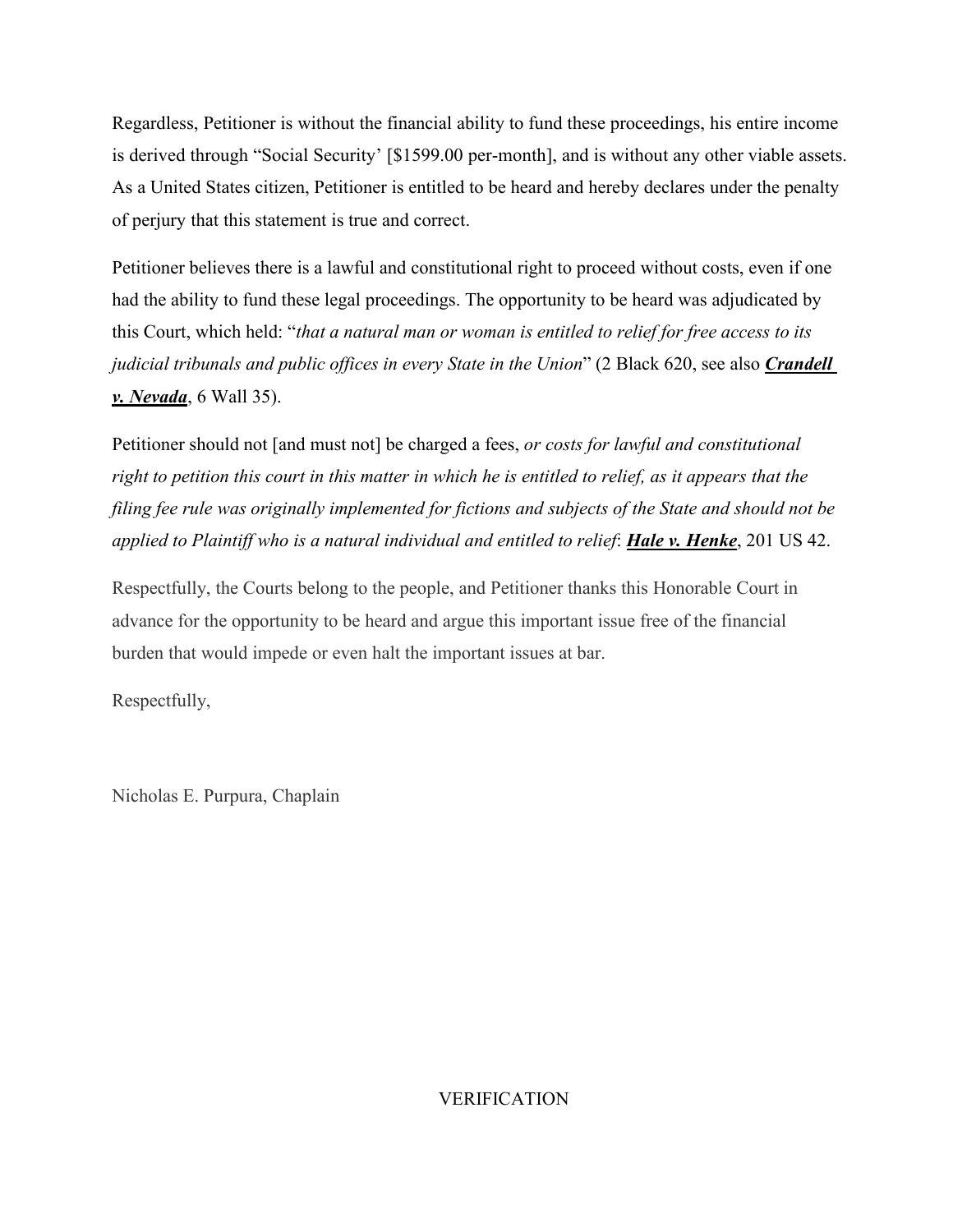Regardless, Petitioner is without the financial ability to fund these proceedings, his entire income is derived through "Social Security' [$1599.00 per-month], and is without any other viable assets. As a United States citizen, Petitioner is entitled to be heard and hereby declares under the penalty of perjury that this statement is true and correct.

Petitioner believes there is a lawful and constitutional right to proceed without costs, even if one had the ability to fund these legal proceedings. The opportunity to be heard was adjudicated by this Court, which held: "*that a natural man or woman is entitled to relief for free access to its judicial tribunals and public offices in every State in the Union*" (2 Black 620, see also ***Crandell v. Nevada***, 6 Wall 35).

Petitioner should not [and must not] be charged a fees, *or costs for lawful and constitutional right to petition this court in this matter in which he is entitled to relief, as it appears that the filing fee rule was originally implemented for fictions and subjects of the State and should not be applied to Plaintiff who is a natural individual and entitled to relief*: ***Hale v. Henke***, 201 US 42.

Respectfully, the Courts belong to the people, and Petitioner thanks this Honorable Court in advance for the opportunity to be heard and argue this important issue free of the financial burden that would impede or even halt the important issues at bar.

Respectfully,

Nicholas E. Purpura, Chaplain

VERIFICATION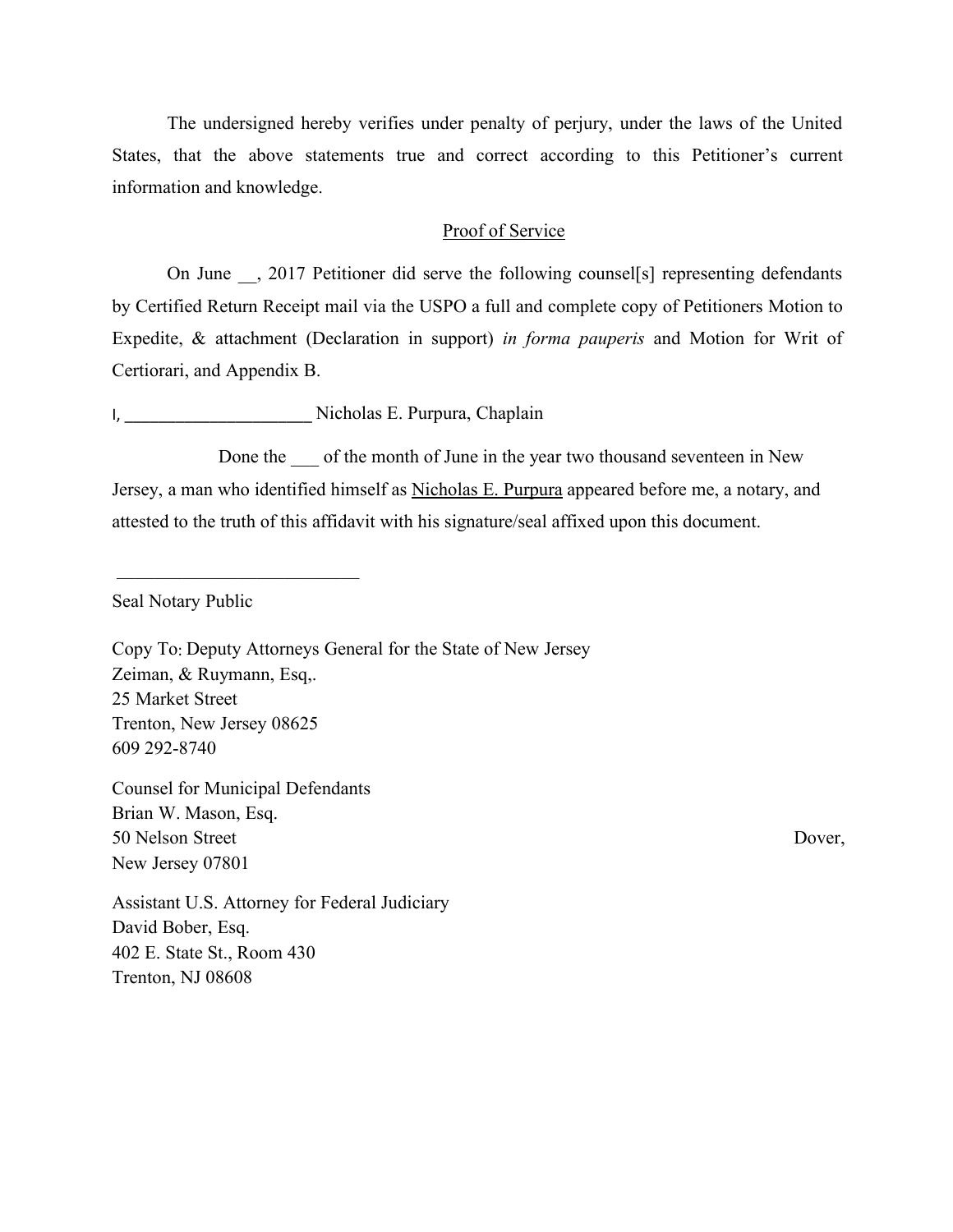The undersigned hereby verifies under penalty of perjury, under the laws of the United States, that the above statements true and correct according to this Petitioner's current information and knowledge.

<u>Proof of Service</u>

On June __, 2017 Petitioner did serve the following counsel[s] representing defendants by Certified Return Receipt mail via the USPO a full and complete copy of Petitioners Motion to Expedite, & attachment (Declaration in support) *in forma pauperis* and Motion for Writ of Certiorari, and Appendix B.

I, ____________________ Nicholas E. Purpura, Chaplain

Done the ___ of the month of June in the year two thousand seventeen in New Jersey, a man who identified himself as <u>Nicholas E. Purpura</u> appeared before me, a notary, and attested to the truth of this affidavit with his signature/seal affixed upon this document.

__________________________

Seal Notary Public

Copy To: Deputy Attorneys General for the State of New Jersey
Zeiman, & Ruymann, Esq,.
25 Market Street
Trenton, New Jersey 08625
609 292-8740

Counsel for Municipal Defendants
Brian W. Mason, Esq.
50 Nelson Street Dover,
New Jersey 07801

Assistant U.S. Attorney for Federal Judiciary
David Bober, Esq.
402 E. State St., Room 430
Trenton, NJ 08608